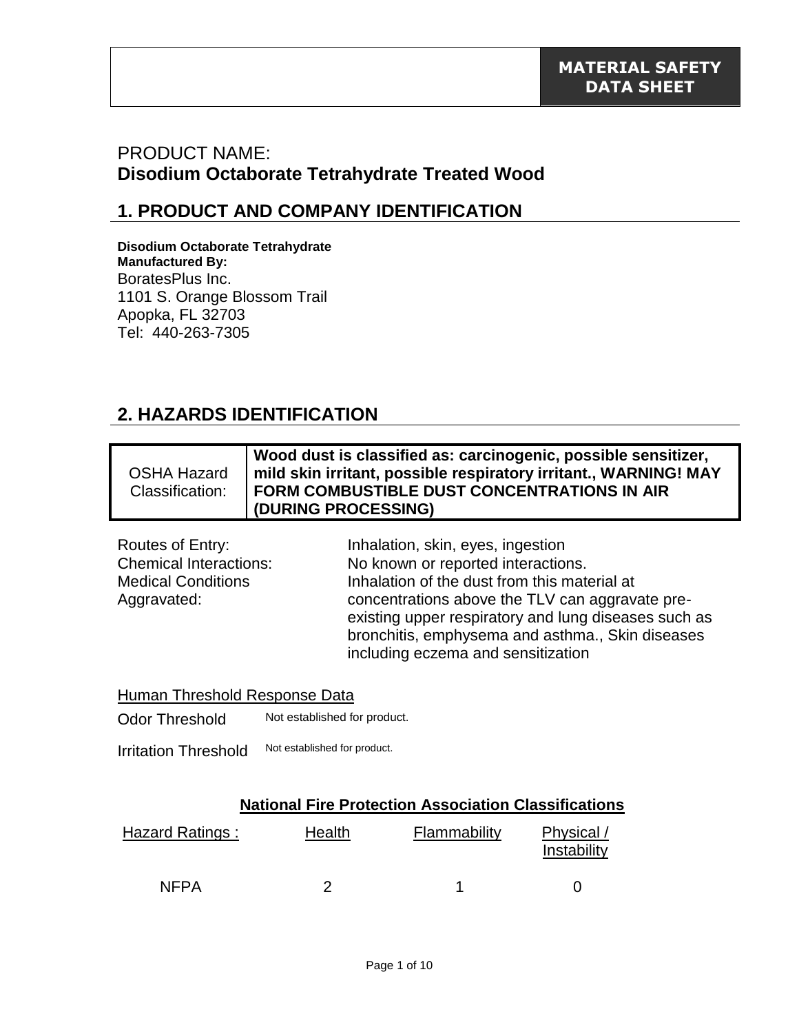**MATERIAL SAFETY DATA SHEET**

PRODUCT NAME:
**Disodium Octaborate Tetrahydrate Treated Wood**

## 1. PRODUCT AND COMPANY IDENTIFICATION

**Disodium Octaborate Tetrahydrate**
**Manufactured By:**
BoratesPlus Inc.
1101 S. Orange Blossom Trail
Apopka, FL 32703
Tel: 440-263-7305

## 2. HAZARDS IDENTIFICATION

| OSHA Hazard Classification: | **Wood dust is classified as: carcinogenic, possible sensitizer, mild skin irritant, possible respiratory irritant., WARNING! MAY FORM COMBUSTIBLE DUST CONCENTRATIONS IN AIR (DURING PROCESSING)** |
|---|---|

Routes of Entry: Inhalation, skin, eyes, ingestion
Chemical Interactions: No known or reported interactions.
Medical Conditions Aggravated: Inhalation of the dust from this material at concentrations above the TLV can aggravate pre-existing upper respiratory and lung diseases such as bronchitis, emphysema and asthma., Skin diseases including eczema and sensitization

Human Threshold Response Data

Odor Threshold: Not established for product.

Irritation Threshold: Not established for product.

**National Fire Protection Association Classifications**

| Hazard Ratings : | Health | Flammability | Physical / Instability |
|---|---|---|---|
| NFPA | 2 | 1 | 0 |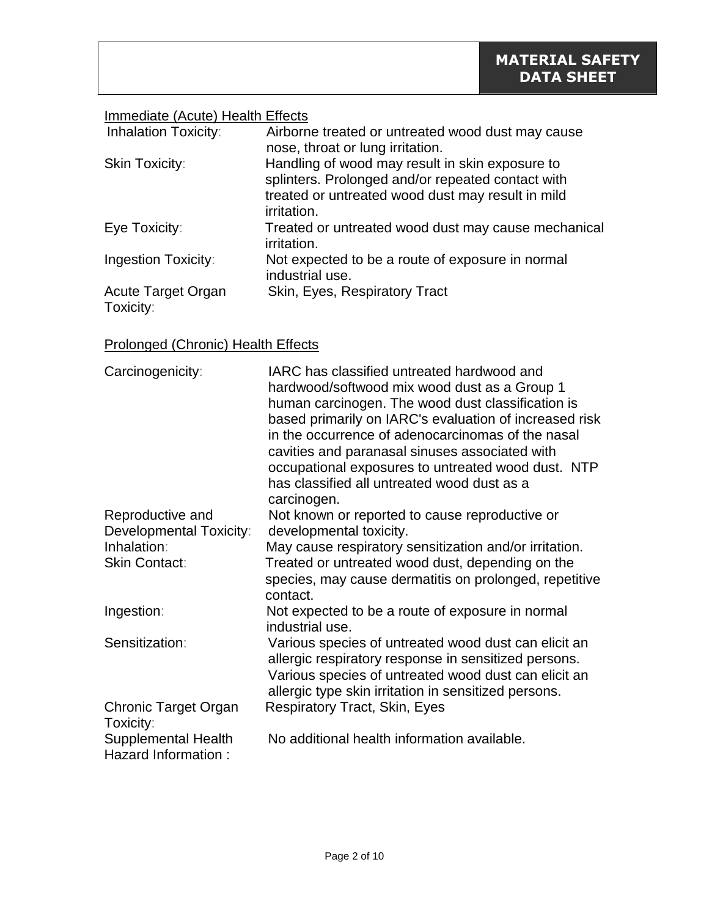## Immediate (Acute) Health Effects

| | |
|---|---|
| Inhalation Toxicity: | Airborne treated or untreated wood dust may cause nose, throat or lung irritation. |
| Skin Toxicity: | Handling of wood may result in skin exposure to splinters. Prolonged and/or repeated contact with treated or untreated wood dust may result in mild irritation. |
| Eye Toxicity: | Treated or untreated wood dust may cause mechanical irritation. |
| Ingestion Toxicity: | Not expected to be a route of exposure in normal industrial use. |
| Acute Target Organ Toxicity: | Skin, Eyes, Respiratory Tract |

## Prolonged (Chronic) Health Effects

| | |
|---|---|
| Carcinogenicity: | IARC has classified untreated hardwood and hardwood/softwood mix wood dust as a Group 1 human carcinogen. The wood dust classification is based primarily on IARC's evaluation of increased risk in the occurrence of adenocarcinomas of the nasal cavities and paranasal sinuses associated with occupational exposures to untreated wood dust. NTP has classified all untreated wood dust as a carcinogen. |
| Reproductive and Developmental Toxicity: | Not known or reported to cause reproductive or developmental toxicity. |
| Inhalation: | May cause respiratory sensitization and/or irritation. |
| Skin Contact: | Treated or untreated wood dust, depending on the species, may cause dermatitis on prolonged, repetitive contact. |
| Ingestion: | Not expected to be a route of exposure in normal industrial use. |
| Sensitization: | Various species of untreated wood dust can elicit an allergic respiratory response in sensitized persons. Various species of untreated wood dust can elicit an allergic type skin irritation in sensitized persons. |
| Chronic Target Organ Toxicity: | Respiratory Tract, Skin, Eyes |
| Supplemental Health Hazard Information : | No additional health information available. |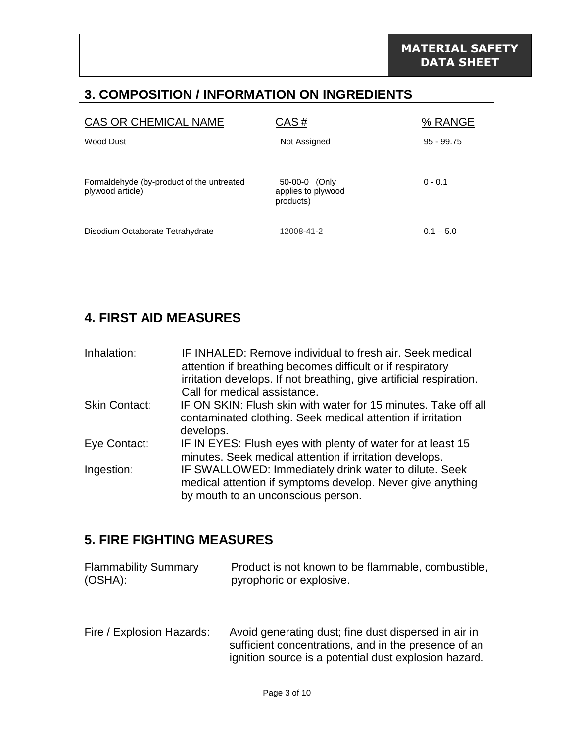## 3. COMPOSITION / INFORMATION ON INGREDIENTS

| CAS OR CHEMICAL NAME | CAS # | % RANGE |
|---|---|---|
| Wood Dust | Not Assigned | 95 - 99.75 |
| Formaldehyde (by-product of the untreated plywood article) | 50-00-0 (Only applies to plywood products) | 0 - 0.1 |
| Disodium Octaborate Tetrahydrate | 12008-41-2 | 0.1 – 5.0 |

## 4. FIRST AID MEASURES

| | |
|---|---|
| Inhalation: | IF INHALED: Remove individual to fresh air. Seek medical attention if breathing becomes difficult or if respiratory irritation develops. If not breathing, give artificial respiration. Call for medical assistance. |
| Skin Contact: | IF ON SKIN: Flush skin with water for 15 minutes. Take off all contaminated clothing. Seek medical attention if irritation develops. |
| Eye Contact: | IF IN EYES: Flush eyes with plenty of water for at least 15 minutes. Seek medical attention if irritation develops. |
| Ingestion: | IF SWALLOWED: Immediately drink water to dilute. Seek medical attention if symptoms develop. Never give anything by mouth to an unconscious person. |

## 5. FIRE FIGHTING MEASURES

| | |
|---|---|
| Flammability Summary (OSHA): | Product is not known to be flammable, combustible, pyrophoric or explosive. |
| Fire / Explosion Hazards: | Avoid generating dust; fine dust dispersed in air in sufficient concentrations, and in the presence of an ignition source is a potential dust explosion hazard. |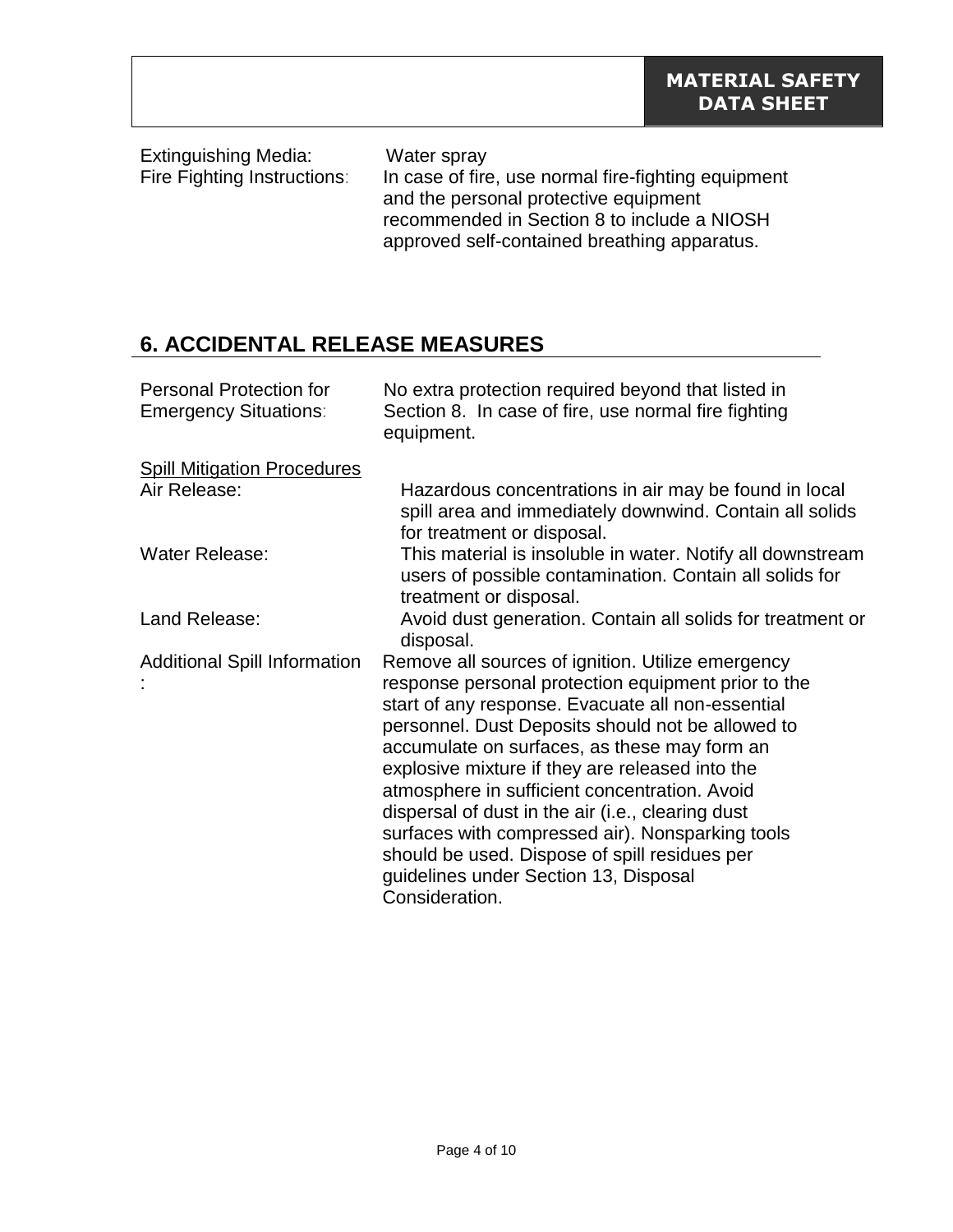Extinguishing Media: Water spray

Fire Fighting Instructions: In case of fire, use normal fire-fighting equipment and the personal protective equipment recommended in Section 8 to include a NIOSH approved self-contained breathing apparatus.

## 6. ACCIDENTAL RELEASE MEASURES

Personal Protection for Emergency Situations: No extra protection required beyond that listed in Section 8. In case of fire, use normal fire fighting equipment.

Spill Mitigation Procedures

Air Release: Hazardous concentrations in air may be found in local spill area and immediately downwind. Contain all solids for treatment or disposal.

Water Release: This material is insoluble in water. Notify all downstream users of possible contamination. Contain all solids for treatment or disposal.

Land Release: Avoid dust generation. Contain all solids for treatment or disposal.

Additional Spill Information: Remove all sources of ignition. Utilize emergency response personal protection equipment prior to the start of any response. Evacuate all non-essential personnel. Dust Deposits should not be allowed to accumulate on surfaces, as these may form an explosive mixture if they are released into the atmosphere in sufficient concentration. Avoid dispersal of dust in the air (i.e., clearing dust surfaces with compressed air). Nonsparking tools should be used. Dispose of spill residues per guidelines under Section 13, Disposal Consideration.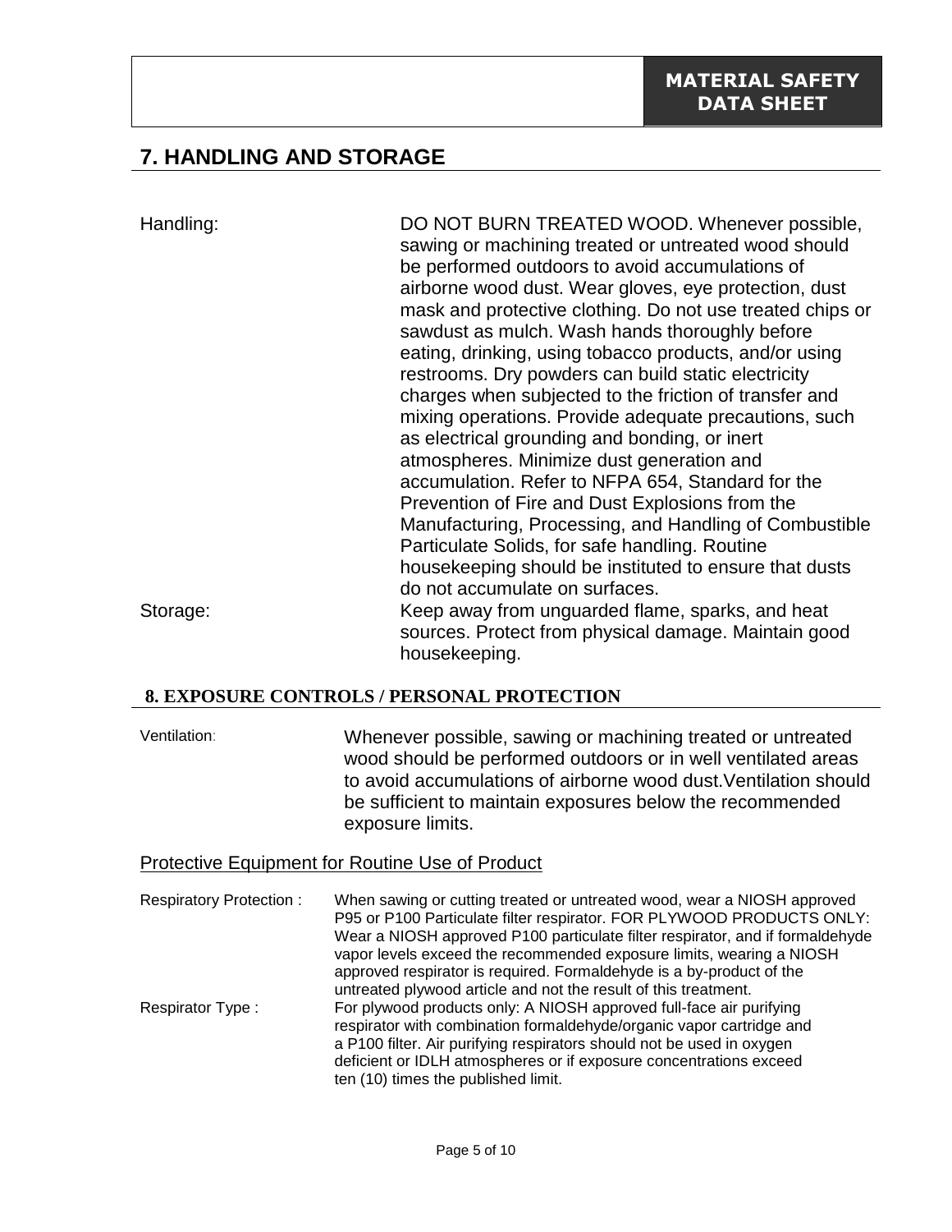## 7. HANDLING AND STORAGE

**Handling:** DO NOT BURN TREATED WOOD. Whenever possible, sawing or machining treated or untreated wood should be performed outdoors to avoid accumulations of airborne wood dust. Wear gloves, eye protection, dust mask and protective clothing. Do not use treated chips or sawdust as mulch. Wash hands thoroughly before eating, drinking, using tobacco products, and/or using restrooms. Dry powders can build static electricity charges when subjected to the friction of transfer and mixing operations. Provide adequate precautions, such as electrical grounding and bonding, or inert atmospheres. Minimize dust generation and accumulation. Refer to NFPA 654, Standard for the Prevention of Fire and Dust Explosions from the Manufacturing, Processing, and Handling of Combustible Particulate Solids, for safe handling. Routine housekeeping should be instituted to ensure that dusts do not accumulate on surfaces.

**Storage:** Keep away from unguarded flame, sparks, and heat sources. Protect from physical damage. Maintain good housekeeping.

## 8. EXPOSURE CONTROLS / PERSONAL PROTECTION

**Ventilation:** Whenever possible, sawing or machining treated or untreated wood should be performed outdoors or in well ventilated areas to avoid accumulations of airborne wood dust.Ventilation should be sufficient to maintain exposures below the recommended exposure limits.

### Protective Equipment for Routine Use of Product

**Respiratory Protection :** When sawing or cutting treated or untreated wood, wear a NIOSH approved P95 or P100 Particulate filter respirator. FOR PLYWOOD PRODUCTS ONLY: Wear a NIOSH approved P100 particulate filter respirator, and if formaldehyde vapor levels exceed the recommended exposure limits, wearing a NIOSH approved respirator is required. Formaldehyde is a by-product of the untreated plywood article and not the result of this treatment.

**Respirator Type :** For plywood products only: A NIOSH approved full-face air purifying respirator with combination formaldehyde/organic vapor cartridge and a P100 filter. Air purifying respirators should not be used in oxygen deficient or IDLH atmospheres or if exposure concentrations exceed ten (10) times the published limit.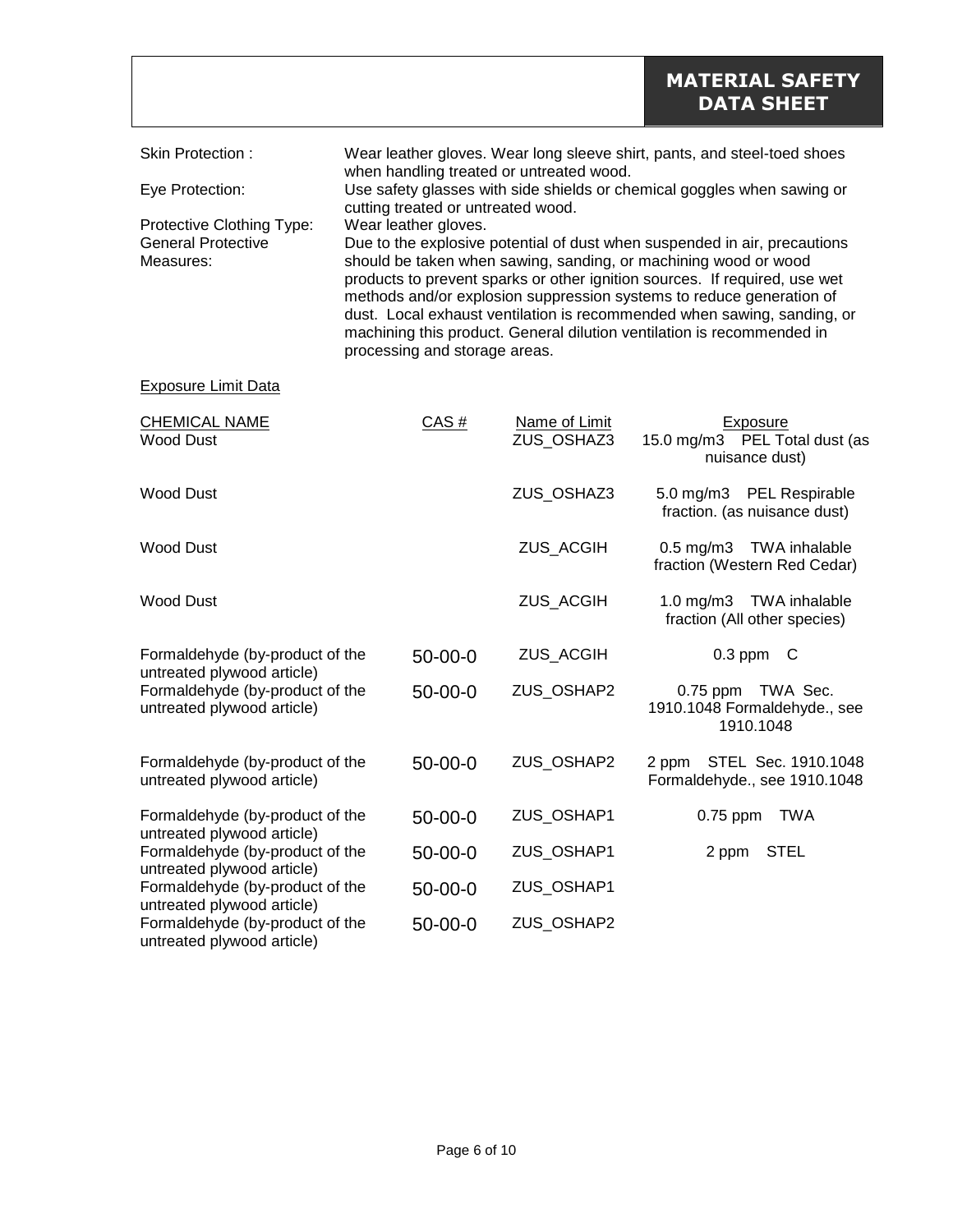| | |
|---|---|
| Skin Protection : | Wear leather gloves. Wear long sleeve shirt, pants, and steel-toed shoes when handling treated or untreated wood. |
| Eye Protection: | Use safety glasses with side shields or chemical goggles when sawing or cutting treated or untreated wood. |
| Protective Clothing Type: | Wear leather gloves. |
| General Protective Measures: | Due to the explosive potential of dust when suspended in air, precautions should be taken when sawing, sanding, or machining wood or wood products to prevent sparks or other ignition sources. If required, use wet methods and/or explosion suppression systems to reduce generation of dust. Local exhaust ventilation is recommended when sawing, sanding, or machining this product. General dilution ventilation is recommended in processing and storage areas. |

<u>Exposure Limit Data</u>

| CHEMICAL NAME | CAS # | Name of Limit | Exposure |
|---|---|---|---|
| Wood Dust | | ZUS_OSHAZ3 | 15.0 mg/m3 PEL Total dust (as nuisance dust) |
| Wood Dust | | ZUS_OSHAZ3 | 5.0 mg/m3 PEL Respirable fraction. (as nuisance dust) |
| Wood Dust | | ZUS_ACGIH | 0.5 mg/m3 TWA inhalable fraction (Western Red Cedar) |
| Wood Dust | | ZUS_ACGIH | 1.0 mg/m3 TWA inhalable fraction (All other species) |
| Formaldehyde (by-product of the untreated plywood article) | 50-00-0 | ZUS_ACGIH | 0.3 ppm C |
| Formaldehyde (by-product of the untreated plywood article) | 50-00-0 | ZUS_OSHAP2 | 0.75 ppm TWA Sec. 1910.1048 Formaldehyde., see 1910.1048 |
| Formaldehyde (by-product of the untreated plywood article) | 50-00-0 | ZUS_OSHAP2 | 2 ppm STEL Sec. 1910.1048 Formaldehyde., see 1910.1048 |
| Formaldehyde (by-product of the untreated plywood article) | 50-00-0 | ZUS_OSHAP1 | 0.75 ppm TWA |
| Formaldehyde (by-product of the untreated plywood article) | 50-00-0 | ZUS_OSHAP1 | 2 ppm STEL |
| Formaldehyde (by-product of the untreated plywood article) | 50-00-0 | ZUS_OSHAP1 | |
| Formaldehyde (by-product of the untreated plywood article) | 50-00-0 | ZUS_OSHAP2 | |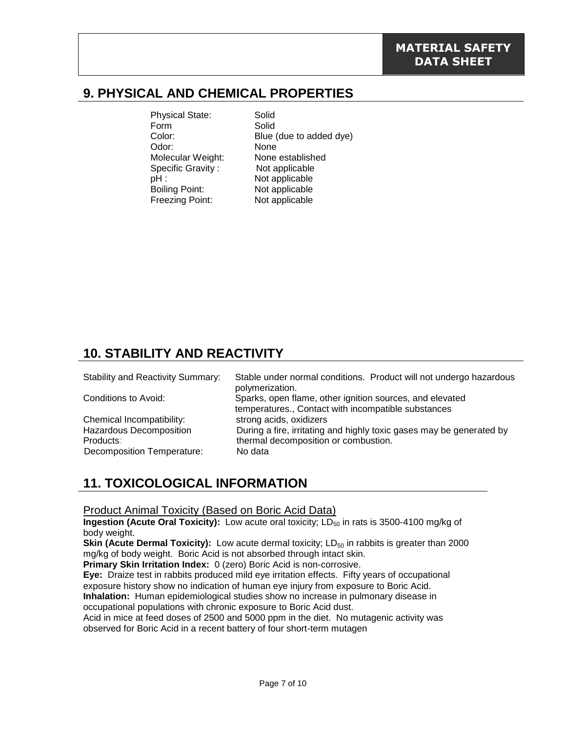## 9. PHYSICAL AND CHEMICAL PROPERTIES

| | |
|---|---|
| Physical State: | Solid |
| Form | Solid |
| Color: | Blue (due to added dye) |
| Odor: | None |
| Molecular Weight: | None established |
| Specific Gravity : | Not applicable |
| pH : | Not applicable |
| Boiling Point: | Not applicable |
| Freezing Point: | Not applicable |

## 10. STABILITY AND REACTIVITY

| | |
|---|---|
| Stability and Reactivity Summary: | Stable under normal conditions. Product will not undergo hazardous polymerization. |
| Conditions to Avoid: | Sparks, open flame, other ignition sources, and elevated temperatures., Contact with incompatible substances |
| Chemical Incompatibility: | strong acids, oxidizers |
| Hazardous Decomposition Products: | During a fire, irritating and highly toxic gases may be generated by thermal decomposition or combustion. |
| Decomposition Temperature: | No data |

## 11. TOXICOLOGICAL INFORMATION

Product Animal Toxicity (Based on Boric Acid Data)

**Ingestion (Acute Oral Toxicity):** Low acute oral toxicity; $LD_{50}$ in rats is 3500-4100 mg/kg of body weight.

**Skin (Acute Dermal Toxicity):** Low acute dermal toxicity; $LD_{50}$ in rabbits is greater than 2000 mg/kg of body weight. Boric Acid is not absorbed through intact skin.

**Primary Skin Irritation Index:** 0 (zero) Boric Acid is non-corrosive.

**Eye:** Draize test in rabbits produced mild eye irritation effects. Fifty years of occupational exposure history show no indication of human eye injury from exposure to Boric Acid.

**Inhalation:** Human epidemiological studies show no increase in pulmonary disease in occupational populations with chronic exposure to Boric Acid dust.

Acid in mice at feed doses of 2500 and 5000 ppm in the diet. No mutagenic activity was observed for Boric Acid in a recent battery of four short-term mutagen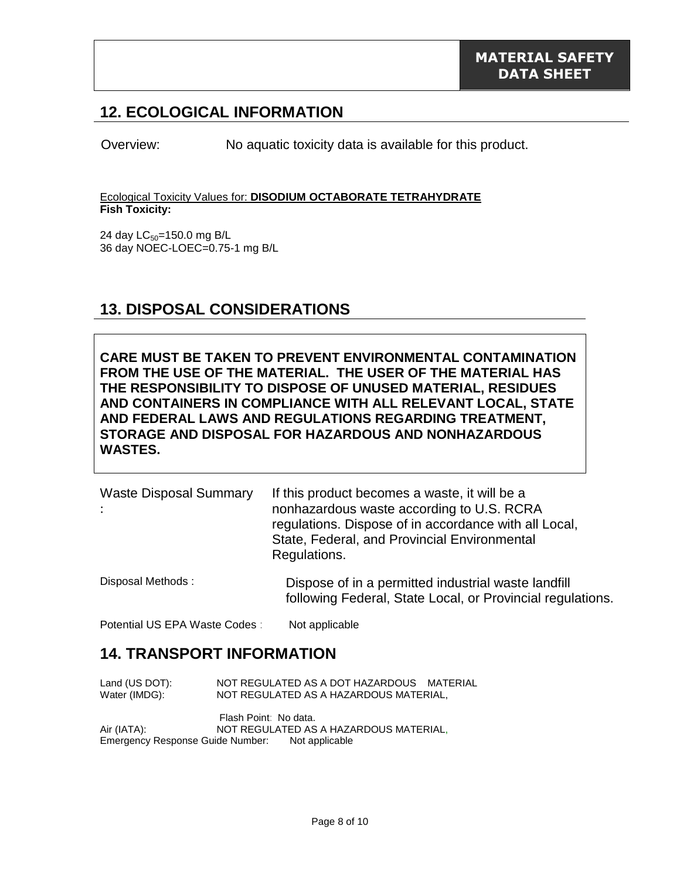## 12. ECOLOGICAL INFORMATION

Overview: No aquatic toxicity data is available for this product.

Ecological Toxicity Values for: **DISODIUM OCTABORATE TETRAHYDRATE**
**Fish Toxicity:**

24 day $LC_{50}$=150.0 mg B/L
36 day NOEC-LOEC=0.75-1 mg B/L

## 13. DISPOSAL CONSIDERATIONS

**CARE MUST BE TAKEN TO PREVENT ENVIRONMENTAL CONTAMINATION FROM THE USE OF THE MATERIAL. THE USER OF THE MATERIAL HAS THE RESPONSIBILITY TO DISPOSE OF UNUSED MATERIAL, RESIDUES AND CONTAINERS IN COMPLIANCE WITH ALL RELEVANT LOCAL, STATE AND FEDERAL LAWS AND REGULATIONS REGARDING TREATMENT, STORAGE AND DISPOSAL FOR HAZARDOUS AND NONHAZARDOUS WASTES.**

Waste Disposal Summary : If this product becomes a waste, it will be a nonhazardous waste according to U.S. RCRA regulations. Dispose of in accordance with all Local, State, Federal, and Provincial Environmental Regulations.

Disposal Methods : Dispose of in a permitted industrial waste landfill following Federal, State Local, or Provincial regulations.

Potential US EPA Waste Codes : Not applicable

## 14. TRANSPORT INFORMATION

Land (US DOT): NOT REGULATED AS A DOT HAZARDOUS MATERIAL
Water (IMDG): NOT REGULATED AS A HAZARDOUS MATERIAL,

Flash Point: No data.
Air (IATA): NOT REGULATED AS A HAZARDOUS MATERIAL,
Emergency Response Guide Number: Not applicable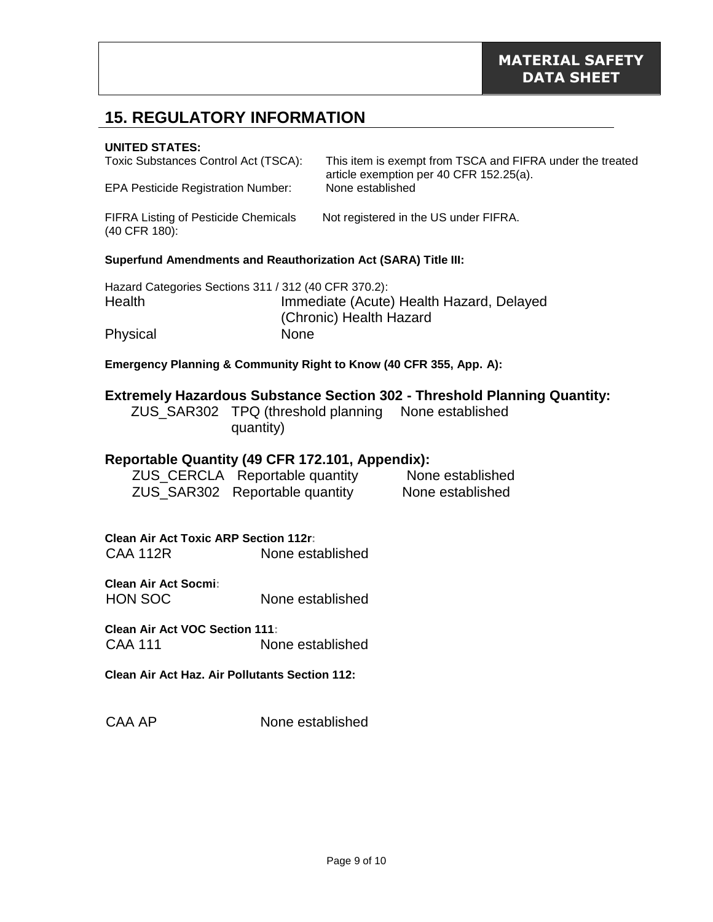## 15. REGULATORY INFORMATION

**UNITED STATES:**

| | |
|---|---|
| Toxic Substances Control Act (TSCA): | This item is exempt from TSCA and FIFRA under the treated article exemption per 40 CFR 152.25(a). |
| EPA Pesticide Registration Number: | None established |
| FIFRA Listing of Pesticide Chemicals (40 CFR 180): | Not registered in the US under FIFRA. |

**Superfund Amendments and Reauthorization Act (SARA) Title III:**

Hazard Categories Sections 311 / 312 (40 CFR 370.2):

| | |
|---|---|
| Health | Immediate (Acute) Health Hazard, Delayed (Chronic) Health Hazard |
| Physical | None |

**Emergency Planning & Community Right to Know (40 CFR 355, App. A):**

### Extremely Hazardous Substance Section 302 - Threshold Planning Quantity:

| | | |
|---|---|---|
| ZUS_SAR302 | TPQ (threshold planning quantity) | None established |

### Reportable Quantity (49 CFR 172.101, Appendix):

| | | |
|---|---|---|
| ZUS_CERCLA | Reportable quantity | None established |
| ZUS_SAR302 | Reportable quantity | None established |

**Clean Air Act Toxic ARP Section 112r:**

CAA 112R None established

**Clean Air Act Socmi:**

HON SOC None established

**Clean Air Act VOC Section 111:**

CAA 111 None established

**Clean Air Act Haz. Air Pollutants Section 112:**

CAA AP None established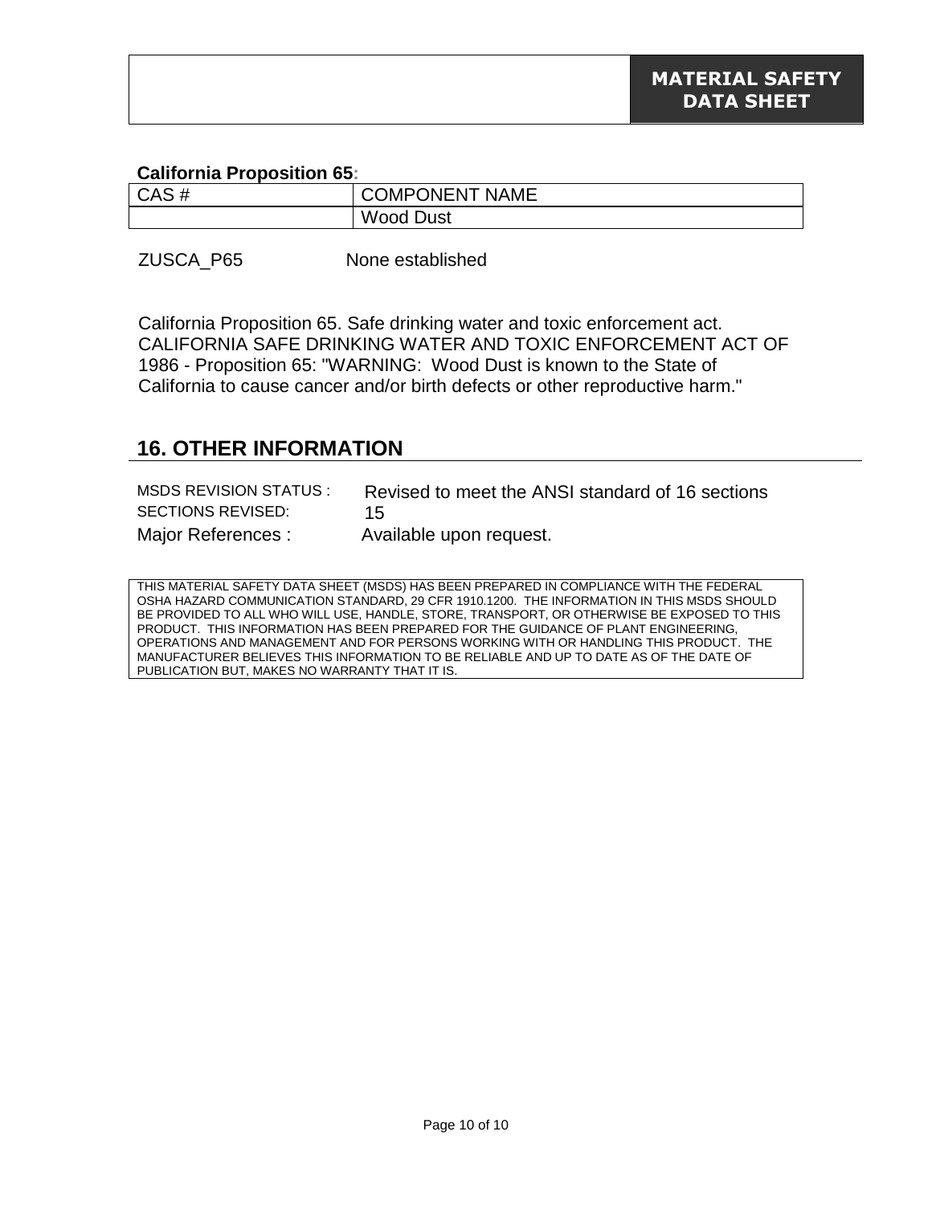**MATERIAL SAFETY DATA SHEET**

**California Proposition 65:**

| CAS # | COMPONENT NAME |
|---|---|
| | Wood Dust |

ZUSCA_P65 None established

California Proposition 65. Safe drinking water and toxic enforcement act. CALIFORNIA SAFE DRINKING WATER AND TOXIC ENFORCEMENT ACT OF 1986 - Proposition 65: "WARNING: Wood Dust is known to the State of California to cause cancer and/or birth defects or other reproductive harm."

## 16. OTHER INFORMATION

MSDS REVISION STATUS : Revised to meet the ANSI standard of 16 sections

SECTIONS REVISED: 15

Major References : Available upon request.

THIS MATERIAL SAFETY DATA SHEET (MSDS) HAS BEEN PREPARED IN COMPLIANCE WITH THE FEDERAL OSHA HAZARD COMMUNICATION STANDARD, 29 CFR 1910.1200. THE INFORMATION IN THIS MSDS SHOULD BE PROVIDED TO ALL WHO WILL USE, HANDLE, STORE, TRANSPORT, OR OTHERWISE BE EXPOSED TO THIS PRODUCT. THIS INFORMATION HAS BEEN PREPARED FOR THE GUIDANCE OF PLANT ENGINEERING, OPERATIONS AND MANAGEMENT AND FOR PERSONS WORKING WITH OR HANDLING THIS PRODUCT. THE MANUFACTURER BELIEVES THIS INFORMATION TO BE RELIABLE AND UP TO DATE AS OF THE DATE OF PUBLICATION BUT, MAKES NO WARRANTY THAT IT IS.